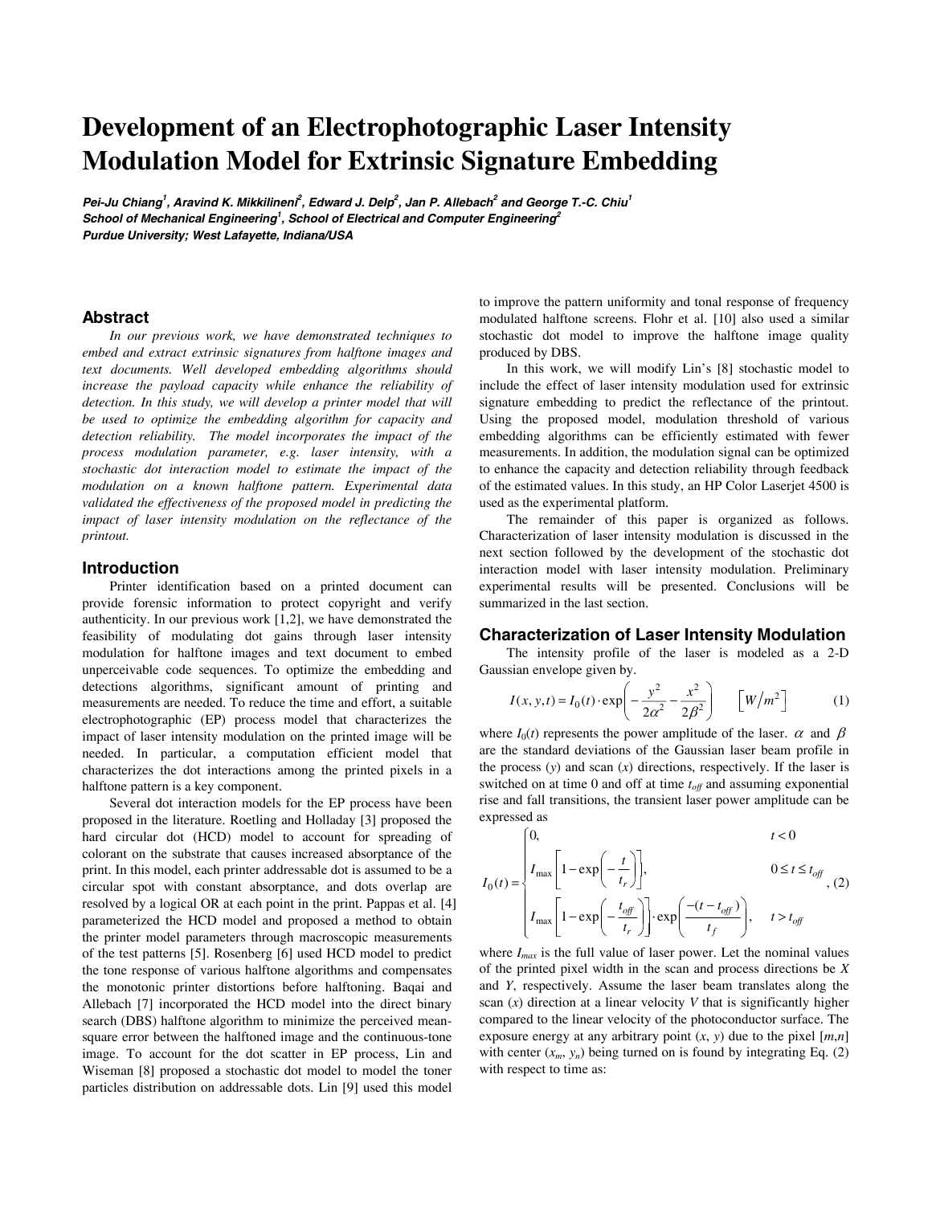# Development of an Electrophotographic Laser Intensity Modulation Model for Extrinsic Signature Embedding

***Pei-Ju Chiang[1], Aravind K. Mikkilineni[2], Edward J. Delp[2], Jan P. Allebach[2] and George T.-C. Chiu[1]***
***School of Mechanical Engineering[1], School of Electrical and Computer Engineering[2]***
***Purdue University; West Lafayette, Indiana/USA***

## Abstract

*In our previous work, we have demonstrated techniques to embed and extract extrinsic signatures from halftone images and text documents. Well developed embedding algorithms should increase the payload capacity while enhance the reliability of detection. In this study, we will develop a printer model that will be used to optimize the embedding algorithm for capacity and detection reliability. The model incorporates the impact of the process modulation parameter, e.g. laser intensity, with a stochastic dot interaction model to estimate the impact of the modulation on a known halftone pattern. Experimental data validated the effectiveness of the proposed model in predicting the impact of laser intensity modulation on the reflectance of the printout.*

## Introduction

Printer identification based on a printed document can provide forensic information to protect copyright and verify authenticity. In our previous work [1,2], we have demonstrated the feasibility of modulating dot gains through laser intensity modulation for halftone images and text document to embed unperceivable code sequences. To optimize the embedding and detections algorithms, significant amount of printing and measurements are needed. To reduce the time and effort, a suitable electrophotographic (EP) process model that characterizes the impact of laser intensity modulation on the printed image will be needed. In particular, a computation efficient model that characterizes the dot interactions among the printed pixels in a halftone pattern is a key component.

Several dot interaction models for the EP process have been proposed in the literature. Roetling and Holladay [3] proposed the hard circular dot (HCD) model to account for spreading of colorant on the substrate that causes increased absorptance of the print. In this model, each printer addressable dot is assumed to be a circular spot with constant absorptance, and dots overlap are resolved by a logical OR at each point in the print. Pappas et al. [4] parameterized the HCD model and proposed a method to obtain the printer model parameters through macroscopic measurements of the test patterns [5]. Rosenberg [6] used HCD model to predict the tone response of various halftone algorithms and compensates the monotonic printer distortions before halftoning. Baqai and Allebach [7] incorporated the HCD model into the direct binary search (DBS) halftone algorithm to minimize the perceived mean-square error between the halftoned image and the continuous-tone image. To account for the dot scatter in EP process, Lin and Wiseman [8] proposed a stochastic dot model to model the toner particles distribution on addressable dots. Lin [9] used this model to improve the pattern uniformity and tonal response of frequency modulated halftone screens. Flohr et al. [10] also used a similar stochastic dot model to improve the halftone image quality produced by DBS.

In this work, we will modify Lin's [8] stochastic model to include the effect of laser intensity modulation used for extrinsic signature embedding to predict the reflectance of the printout. Using the proposed model, modulation threshold of various embedding algorithms can be efficiently estimated with fewer measurements. In addition, the modulation signal can be optimized to enhance the capacity and detection reliability through feedback of the estimated values. In this study, an HP Color Laserjet 4500 is used as the experimental platform.

The remainder of this paper is organized as follows. Characterization of laser intensity modulation is discussed in the next section followed by the development of the stochastic dot interaction model with laser intensity modulation. Preliminary experimental results will be presented. Conclusions will be summarized in the last section.

## Characterization of Laser Intensity Modulation

The intensity profile of the laser is modeled as a 2-D Gaussian envelope given by.

$$I(x,y,t) = I_0(t) \cdot \exp\left(-\frac{y^2}{2\alpha^2} - \frac{x^2}{2\beta^2}\right) \qquad \left[W/m^2\right] \tag{1}$$

where $I_0(t)$ represents the power amplitude of the laser. $\alpha$ and $\beta$ are the standard deviations of the Gaussian laser beam profile in the process ($y$) and scan ($x$) directions, respectively. If the laser is switched on at time 0 and off at time $t_{off}$ and assuming exponential rise and fall transitions, the transient laser power amplitude can be expressed as

$$I_0(t) = \begin{cases} 0, & t < 0 \\ I_{\max}\left[1 - \exp\left(-\dfrac{t}{t_r}\right)\right], & 0 \le t \le t_{off} \\ I_{\max}\left[1 - \exp\left(-\dfrac{t_{off}}{t_r}\right)\right] \cdot \exp\left(\dfrac{-(t - t_{off})}{t_f}\right), & t > t_{off} \end{cases}, \tag{2}$$

where $I_{max}$ is the full value of laser power. Let the nominal values of the printed pixel width in the scan and process directions be $X$ and $Y$, respectively. Assume the laser beam translates along the scan ($x$) direction at a linear velocity $V$ that is significantly higher compared to the linear velocity of the photoconductor surface. The exposure energy at any arbitrary point ($x$, $y$) due to the pixel [$m$,$n$] with center ($x_m$, $y_n$) being turned on is found by integrating Eq. (2) with respect to time as: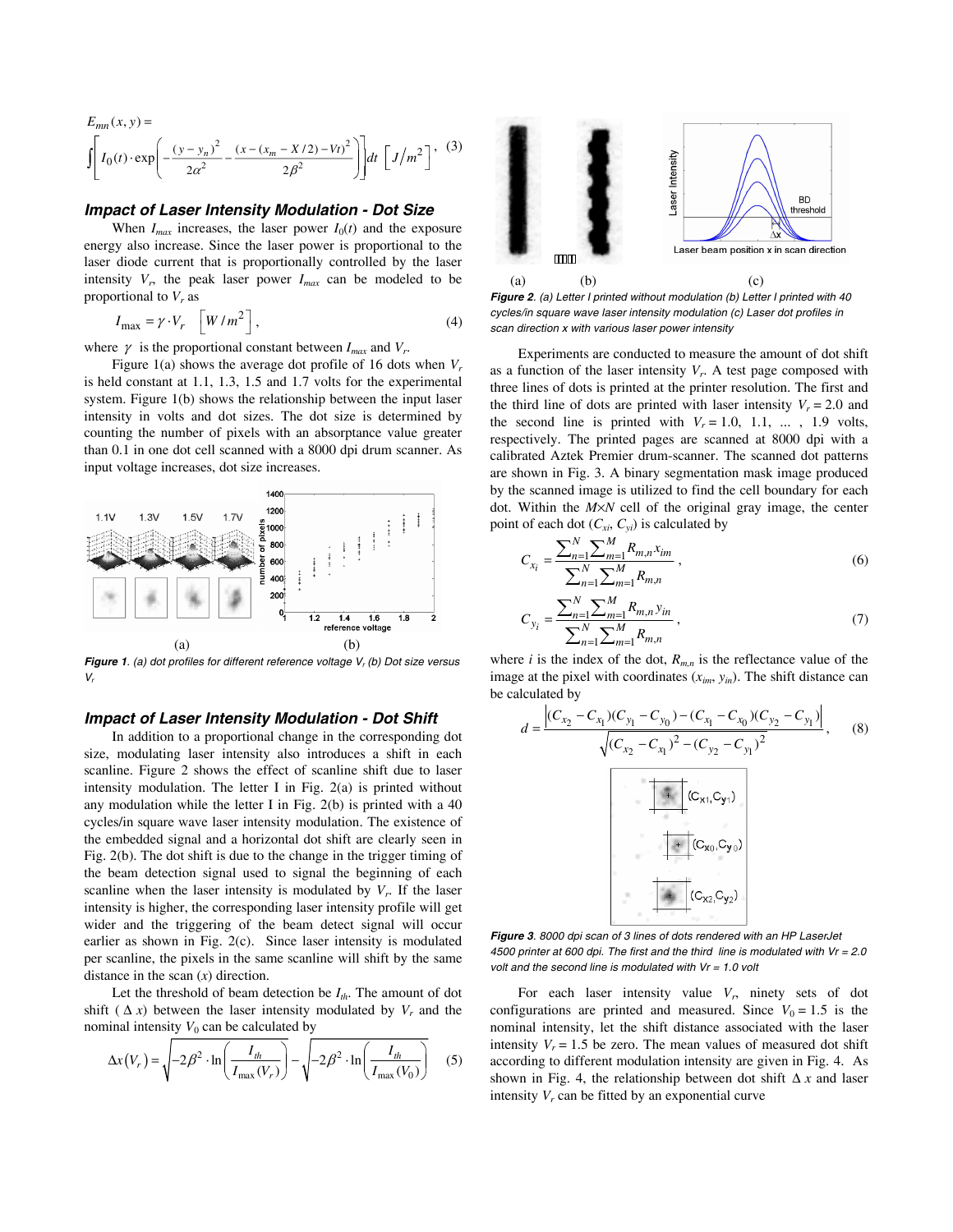$$E_{mn}(x,y) = \int\left[ I_0(t)\cdot \exp\left( -\frac{(y-y_n)^2}{2\alpha^2} - \frac{(x-(x_m - X/2)-Vt)^2}{2\beta^2} \right)\right] dt \quad \left[ J/m^2 \right], \quad (3)$$

### *Impact of Laser Intensity Modulation - Dot Size*

When $I_{max}$ increases, the laser power $I_0(t)$ and the exposure energy also increase. Since the laser power is proportional to the laser diode current that is proportionally controlled by the laser intensity $V_r$, the peak laser power $I_{max}$ can be modeled to be proportional to $V_r$ as

$$I_{\max} = \gamma \cdot V_r \quad \left[ W/m^2 \right], \quad (4)$$

where $\gamma$ is the proportional constant between $I_{max}$ and $V_r$.

Figure 1(a) shows the average dot profile of 16 dots when $V_r$ is held constant at 1.1, 1.3, 1.5 and 1.7 volts for the experimental system. Figure 1(b) shows the relationship between the input laser intensity in volts and dot sizes. The dot size is determined by counting the number of pixels with an absorptance value greater than 0.1 in one dot cell scanned with a 8000 dpi drum scanner. As input voltage increases, dot size increases.

***Figure 1**. (a) dot profiles for different reference voltage $V_r$ (b) Dot size versus $V_r$*

### *Impact of Laser Intensity Modulation - Dot Shift*

In addition to a proportional change in the corresponding dot size, modulating laser intensity also introduces a shift in each scanline. Figure 2 shows the effect of scanline shift due to laser intensity modulation. The letter I in Fig. 2(a) is printed without any modulation while the letter I in Fig. 2(b) is printed with a 40 cycles/in square wave laser intensity modulation. The existence of the embedded signal and a horizontal dot shift are clearly seen in Fig. 2(b). The dot shift is due to the change in the trigger timing of the beam detection signal used to signal the beginning of each scanline when the laser intensity is modulated by $V_r$. If the laser intensity is higher, the corresponding laser intensity profile will get wider and the triggering of the beam detect signal will occur earlier as shown in Fig. 2(c). Since laser intensity is modulated per scanline, the pixels in the same scanline will shift by the same distance in the scan ($x$) direction.

Let the threshold of beam detection be $I_{th}$. The amount of dot shift ($\Delta x$) between the laser intensity modulated by $V_r$ and the nominal intensity $V_0$ can be calculated by

$$\Delta x(V_r) = \sqrt{-2\beta^2 \cdot \ln\left( \frac{I_{th}}{I_{\max}(V_r)} \right)} - \sqrt{-2\beta^2 \cdot \ln\left( \frac{I_{th}}{I_{\max}(V_0)} \right)} \quad (5)$$

***Figure 2**. (a) Letter I printed without modulation (b) Letter I printed with 40 cycles/in square wave laser intensity modulation (c) Laser dot profiles in scan direction x with various laser power intensity*

Experiments are conducted to measure the amount of dot shift as a function of the laser intensity $V_r$. A test page composed with three lines of dots is printed at the printer resolution. The first and the third line of dots are printed with laser intensity $V_r = 2.0$ and the second line is printed with $V_r = 1.0$, 1.1, ... , 1.9 volts, respectively. The printed pages are scanned at 8000 dpi with a calibrated Aztek Premier drum-scanner. The scanned dot patterns are shown in Fig. 3. A binary segmentation mask image produced by the scanned image is utilized to find the cell boundary for each dot. Within the $M \times N$ cell of the original gray image, the center point of each dot ($C_{xi}$, $C_{yi}$) is calculated by

$$C_{x_i} = \frac{\sum_{n=1}^{N}\sum_{m=1}^{M} R_{m,n} x_{im}}{\sum_{n=1}^{N}\sum_{m=1}^{M} R_{m,n}}, \quad (6)$$

$$C_{y_i} = \frac{\sum_{n=1}^{N}\sum_{m=1}^{M} R_{m,n} y_{in}}{\sum_{n=1}^{N}\sum_{m=1}^{M} R_{m,n}}, \quad (7)$$

where $i$ is the index of the dot, $R_{m,n}$ is the reflectance value of the image at the pixel with coordinates ($x_{im}$, $y_{in}$). The shift distance can be calculated by

$$d = \frac{\left| (C_{x_2} - C_{x_1})(C_{y_1} - C_{y_0}) - (C_{x_1} - C_{x_0})(C_{y_2} - C_{y_1}) \right|}{\sqrt{(C_{x_2} - C_{x_1})^2 - (C_{y_2} - C_{y_1})^2}}, \quad (8)$$

***Figure 3**. 8000 dpi scan of 3 lines of dots rendered with an HP LaserJet 4500 printer at 600 dpi. The first and the third line is modulated with Vr = 2.0 volt and the second line is modulated with Vr = 1.0 volt*

For each laser intensity value $V_r$, ninety sets of dot configurations are printed and measured. Since $V_0 = 1.5$ is the nominal intensity, let the shift distance associated with the laser intensity $V_r = 1.5$ be zero. The mean values of measured dot shift according to different modulation intensity are given in Fig. 4. As shown in Fig. 4, the relationship between dot shift $\Delta x$ and laser intensity $V_r$ can be fitted by an exponential curve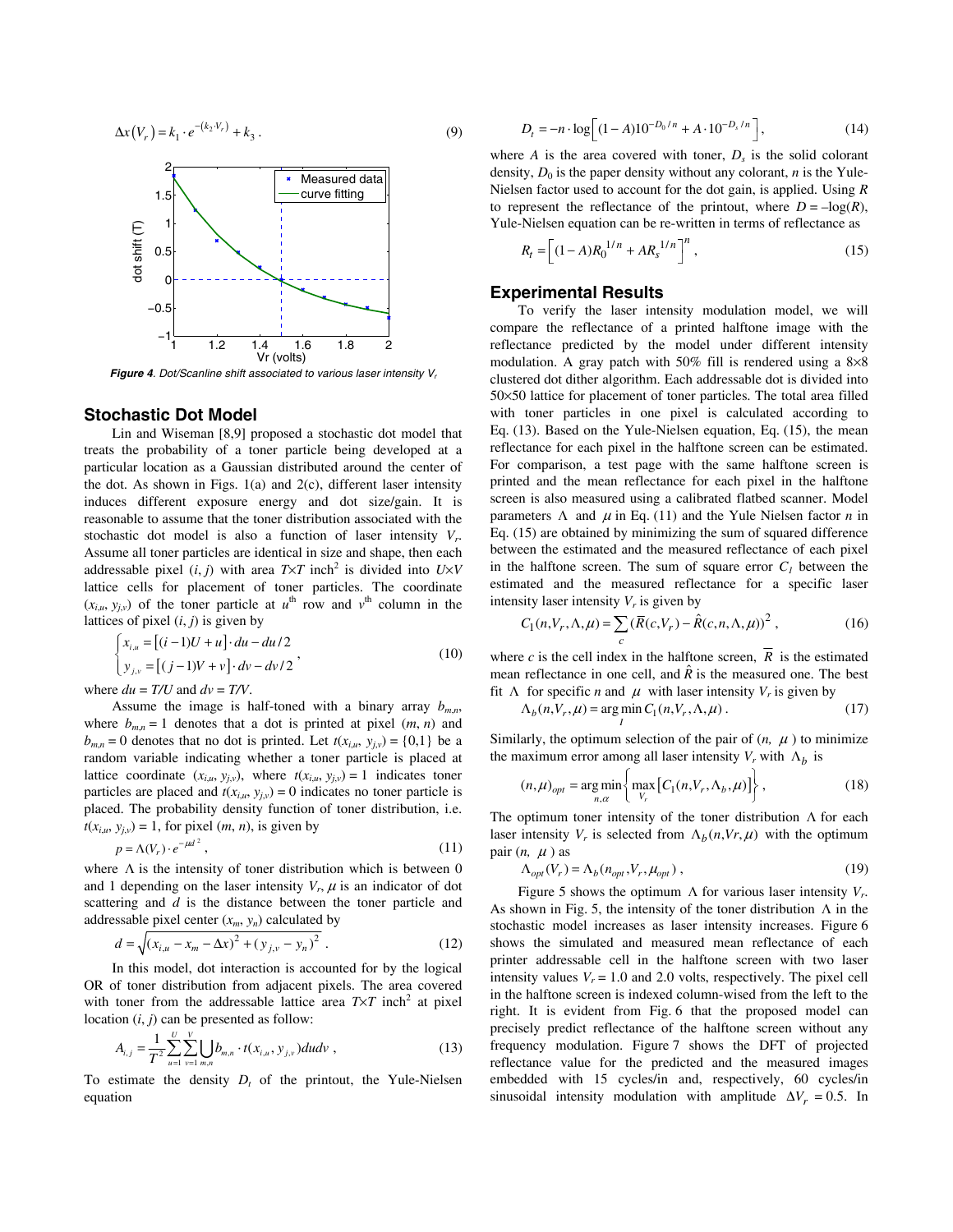$$\Delta x(V_r) = k_1 \cdot e^{-(k_2 \cdot V_r)} + k_3 \,. \tag{9}$$

*Figure 4. Dot/Scanline shift associated to various laser intensity $V_r$*

## Stochastic Dot Model

Lin and Wiseman [8,9] proposed a stochastic dot model that treats the probability of a toner particle being developed at a particular location as a Gaussian distributed around the center of the dot. As shown in Figs. 1(a) and 2(c), different laser intensity induces different exposure energy and dot size/gain. It is reasonable to assume that the toner distribution associated with the stochastic dot model is also a function of laser intensity $V_r$. Assume all toner particles are identical in size and shape, then each addressable pixel $(i, j)$ with area $T\times T$ inch$^2$ is divided into $U\times V$ lattice cells for placement of toner particles. The coordinate $(x_{i,u}, y_{j,v})$ of the toner particle at $u^{\text{th}}$ row and $v^{\text{th}}$ column in the lattices of pixel $(i, j)$ is given by

$$\begin{cases} x_{i,u} = \left[(i-1)U + u\right]\cdot du - du/2 \\ y_{j,v} = \left[(j-1)V + v\right]\cdot dv - dv/2 \end{cases}, \tag{10}$$

where $du = T/U$ and $dv = T/V$.

Assume the image is half-toned with a binary array $b_{m,n}$, where $b_{m,n} = 1$ denotes that a dot is printed at pixel $(m, n)$ and $b_{m,n} = 0$ denotes that no dot is printed. Let $t(x_{i,u}, y_{j,v}) = \{0,1\}$ be a random variable indicating whether a toner particle is placed at lattice coordinate $(x_{i,u}, y_{j,v})$, where $t(x_{i,u}, y_{j,v}) = 1$ indicates toner particles are placed and $t(x_{i,u}, y_{j,v}) = 0$ indicates no toner particle is placed. The probability density function of toner distribution, i.e. $t(x_{i,u}, y_{j,v}) = 1$, for pixel $(m, n)$, is given by

$$p = \Lambda(V_r)\cdot e^{-\mu d^2}, \tag{11}$$

where $\Lambda$ is the intensity of toner distribution which is between 0 and 1 depending on the laser intensity $V_r$, $\mu$ is an indicator of dot scattering and $d$ is the distance between the toner particle and addressable pixel center $(x_m, y_n)$ calculated by

$$d = \sqrt{(x_{i,u} - x_m - \Delta x)^2 + (y_{j,v} - y_n)^2} \,. \tag{12}$$

In this model, dot interaction is accounted for by the logical OR of toner distribution from adjacent pixels. The area covered with toner from the addressable lattice area $T\times T$ inch$^2$ at pixel location $(i, j)$ can be presented as follow:

$$A_{i,j} = \frac{1}{T^2}\sum_{u=1}^{U}\sum_{v=1}^{V}\bigcup_{m,n} b_{m,n}\cdot t(x_{i,u}, y_{j,v})dudv \,, \tag{13}$$

To estimate the density $D_t$ of the printout, the Yule-Nielsen equation

$$D_t = -n\cdot\log\left[(1-A)10^{-D_0/n} + A\cdot 10^{-D_s/n}\right], \tag{14}$$

where $A$ is the area covered with toner, $D_s$ is the solid colorant density, $D_0$ is the paper density without any colorant, $n$ is the Yule-Nielsen factor used to account for the dot gain, is applied. Using $R$ to represent the reflectance of the printout, where $D = -\log(R)$, Yule-Nielsen equation can be re-written in terms of reflectance as

$$R_t = \left[(1-A)R_0^{1/n} + AR_s^{1/n}\right]^n, \tag{15}$$

## Experimental Results

To verify the laser intensity modulation model, we will compare the reflectance of a printed halftone image with the reflectance predicted by the model under different intensity modulation. A gray patch with 50% fill is rendered using a 8×8 clustered dot dither algorithm. Each addressable dot is divided into 50×50 lattice for placement of toner particles. The total area filled with toner particles in one pixel is calculated according to Eq. (13). Based on the Yule-Nielsen equation, Eq. (15), the mean reflectance for each pixel in the halftone screen can be estimated. For comparison, a test page with the same halftone screen is printed and the mean reflectance for each pixel in the halftone screen is also measured using a calibrated flatbed scanner. Model parameters $\Lambda$ and $\mu$ in Eq. (11) and the Yule Nielsen factor $n$ in Eq. (15) are obtained by minimizing the sum of squared difference between the estimated and the measured reflectance of each pixel in the halftone screen. The sum of square error $C_1$ between the estimated and the measured reflectance for a specific laser intensity laser intensity $V_r$ is given by

$$C_1(n, V_r, \Lambda, \mu) = \sum_c (\bar{R}(c, V_r) - \hat{R}(c, n, \Lambda, \mu))^2 \,, \tag{16}$$

where $c$ is the cell index in the halftone screen, $\bar{R}$ is the estimated mean reflectance in one cell, and $\hat{R}$ is the measured one. The best fit $\Lambda$ for specific $n$ and $\mu$ with laser intensity $V_r$ is given by

$$\Lambda_b(n, V_r, \mu) = \arg\min_I C_1(n, V_r, \Lambda, \mu) \,. \tag{17}$$

Similarly, the optimum selection of the pair of $(n, \mu)$ to minimize the maximum error among all laser intensity $V_r$ with $\Lambda_b$ is

$$(n, \mu)_{opt} = \arg\min_{n,\alpha}\left\{\max_{V_r}\left[C_1(n, V_r, \Lambda_b, \mu)\right]\right\}, \tag{18}$$

The optimum toner intensity of the toner distribution $\Lambda$ for each laser intensity $V_r$ is selected from $\Lambda_b(n, Vr, \mu)$ with the optimum pair $(n, \mu)$ as

$$\Lambda_{opt}(V_r) = \Lambda_b(n_{opt}, V_r, \mu_{opt}) \,, \tag{19}$$

Figure 5 shows the optimum $\Lambda$ for various laser intensity $V_r$. As shown in Fig. 5, the intensity of the toner distribution $\Lambda$ in the stochastic model increases as laser intensity increases. Figure 6 shows the simulated and measured mean reflectance of each printer addressable cell in the halftone screen with two laser intensity values $V_r = 1.0$ and 2.0 volts, respectively. The pixel cell in the halftone screen is indexed column-wised from the left to the right. It is evident from Fig. 6 that the proposed model can precisely predict reflectance of the halftone screen without any frequency modulation. Figure 7 shows the DFT of projected reflectance value for the predicted and the measured images embedded with 15 cycles/in and, respectively, 60 cycles/in sinusoidal intensity modulation with amplitude $\Delta V_r = 0.5$. In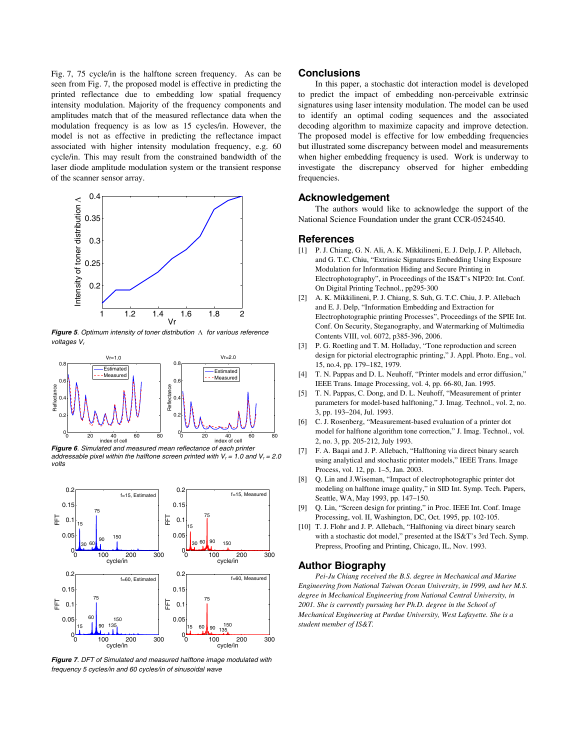Fig. 7, 75 cycle/in is the halftone screen frequency. As can be seen from Fig. 7, the proposed model is effective in predicting the printed reflectance due to embedding low spatial frequency intensity modulation. Majority of the frequency components and amplitudes match that of the measured reflectance data when the modulation frequency is as low as 15 cycles/in. However, the model is not as effective in predicting the reflectance impact associated with higher intensity modulation frequency, e.g. 60 cycle/in. This may result from the constrained bandwidth of the laser diode amplitude modulation system or the transient response of the scanner sensor array.

0.4
0.35
0.3
0.25
0.2
Intensity of toner distribution Λ
1
1.2
1.4
1.6
1.8
2
Vr

***Figure 5**. Optimum intensity of toner distribution Λ for various reference voltages $V_r$*

Vr=1.0
Estimated
Measured
Reflectance
index of cell
0.8
0.6
0.4
0.2
0
0
20
40
60
80

Vr=2.0
Estimated
Measured
Reflectance
index of cell
0.8
0.6
0.4
0.2
0
0
20
40
60
80

***Figure 6**. Simulated and measured mean reflectance of each printer addressable pixel within the halftone screen printed with $V_r$ = 1.0 and $V_r$ = 2.0 volts*

f=15, Estimated
FFT
cycle/in
0.2
0.15
0.1
0.05
0
0
100
200
300
75
15
30
60
90
150

f=15, Measured
FFT
cycle/in
0.2
0.15
0.1
0.05
0
0
100
200
300
75
15
30
60
90
150

f=60, Estimated
FFT
cycle/in
0.2
0.15
0.1
0.05
0
0
100
200
300
75
60
15
90
135
150

f=60, Measured
FFT
cycle/in
0.2
0.15
0.1
0.05
0
0
100
200
300
75
15
60
90
135
150

***Figure 7**. DFT of Simulated and measured halftone image modulated with frequency 5 cycles/in and 60 cycles/in of sinusoidal wave*

## Conclusions

In this paper, a stochastic dot interaction model is developed to predict the impact of embedding non-perceivable extrinsic signatures using laser intensity modulation. The model can be used to identify an optimal coding sequences and the associated decoding algorithm to maximize capacity and improve detection. The proposed model is effective for low embedding frequencies but illustrated some discrepancy between model and measurements when higher embedding frequency is used. Work is underway to investigate the discrepancy observed for higher embedding frequencies.

## Acknowledgement

The authors would like to acknowledge the support of the National Science Foundation under the grant CCR-0524540.

## References

[1] P. J. Chiang, G. N. Ali, A. K. Mikkilineni, E. J. Delp, J. P. Allebach, and G. T.C. Chiu, "Extrinsic Signatures Embedding Using Exposure Modulation for Information Hiding and Secure Printing in Electrophotography", in Proceedings of the IS&T's NIP20: Int. Conf. On Digital Printing Technol., pp295-300

[2] A. K. Mikkilineni, P. J. Chiang, S. Suh, G. T.C. Chiu, J. P. Allebach and E. J. Delp, "Information Embedding and Extraction for Electrophotographic printing Processes", Proceedings of the SPIE Int. Conf. On Security, Steganography, and Watermarking of Multimedia Contents VIII, vol. 6072, p385-396, 2006.

[3] P. G. Roetling and T. M. Holladay, "Tone reproduction and screen design for pictorial electrographic printing," J. Appl. Photo. Eng., vol. 15, no.4, pp. 179–182, 1979.

[4] T. N. Pappas and D. L. Neuhoff, "Printer models and error diffusion," IEEE Trans. Image Processing, vol. 4, pp. 66-80, Jan. 1995.

[5] T. N. Pappas, C. Dong, and D. L. Neuhoff, "Measurement of printer parameters for model-based halftoning," J. Imag. Technol., vol. 2, no. 3, pp. 193–204, Jul. 1993.

[6] C. J. Rosenberg, "Measurement-based evaluation of a printer dot model for halftone algorithm tone correction," J. Imag. Technol., vol. 2, no. 3, pp. 205-212, July 1993.

[7] F. A. Baqai and J. P. Allebach, "Halftoning via direct binary search using analytical and stochastic printer models," IEEE Trans. Image Process, vol. 12, pp. 1–5, Jan. 2003.

[8] Q. Lin and J.Wiseman, "Impact of electrophotographic printer dot modeling on halftone image quality," in SID Int. Symp. Tech. Papers, Seattle, WA, May 1993, pp. 147–150.

[9] Q. Lin, "Screen design for printing," in Proc. IEEE Int. Conf. Image Processing, vol. II, Washington, DC, Oct. 1995, pp. 102-105.

[10] T. J. Flohr and J. P. Allebach, "Halftoning via direct binary search with a stochastic dot model," presented at the IS&T's 3rd Tech. Symp. Prepress, Proofing and Printing, Chicago, IL, Nov. 1993.

## Author Biography

*Pei-Ju Chiang received the B.S. degree in Mechanical and Marine Engineering from National Taiwan Ocean University, in 1999, and her M.S. degree in Mechanical Engineering from National Central University, in 2001. She is currently pursuing her Ph.D. degree in the School of Mechanical Engineering at Purdue University, West Lafayette. She is a student member of IS&T.*